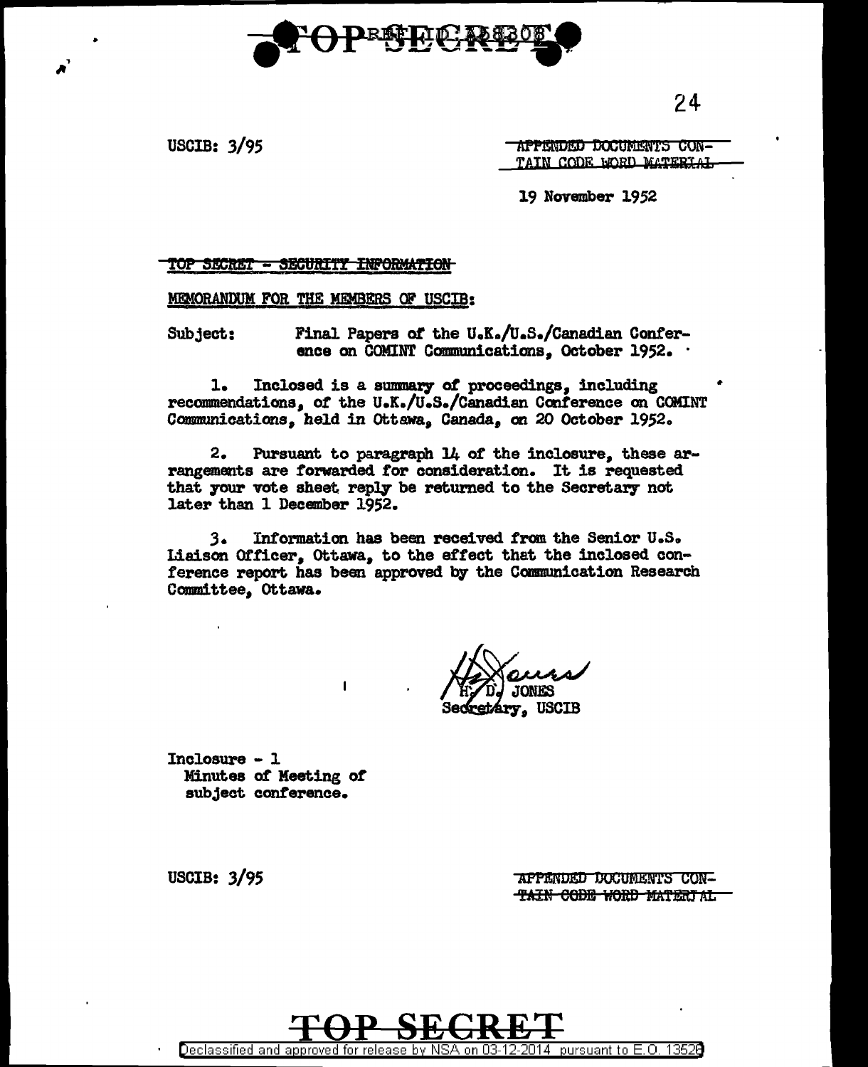TOP SECRET

USCIB: 3/95

APPENDED DOCUMENTS CONTAIN CODE WORD MATERIAL

19 November 1952

~~TOP SECRET - SECURITY INFORMATION~~

MEMORANDUM FOR THE MEMBERS OF USCIB:

Subject: Final Papers of the U.K./U.S./Canadian Conference on COMINT Communications, October 1952.

1. Inclosed is a summary of proceedings, including recommendations, of the U.K./U.S./Canadian Conference on COMINT Communications, held in Ottawa, Canada, on 20 October 1952.

2. Pursuant to paragraph 14 of the inclosure, these arrangements are forwarded for consideration. It is requested that your vote sheet reply be returned to the Secretary not later than 1 December 1952.

3. Information has been received from the Senior U.S. Liaison Officer, Ottawa, to the effect that the inclosed conference report has been approved by the Communication Research Committee, Ottawa.

H. D. JONES
Secretary, USCIB

Inclosure - 1
Minutes of Meeting of subject conference.

USCIB: 3/95

APPENDED DOCUMENTS CONTAIN CODE WORD MATERIAL

TOP SECRET

Declassified and approved for release by NSA on 03-12-2014 pursuant to E.O. 13526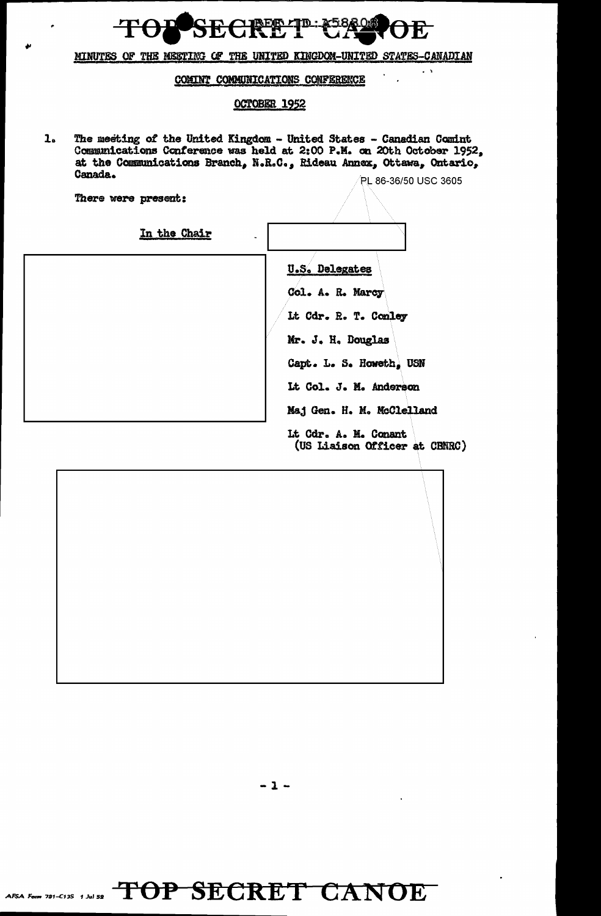TOP SECRET CANOE

MINUTES OF THE MEETING OF THE UNITED KINGDOM-UNITED STATES-CANADIAN

COMINT COMMUNICATIONS CONFERENCE

OCTOBER 1952

1. The meeting of the United Kingdom - United States - Canadian Comint Communications Conference was held at 2:00 P.M. on 20th October 1952, at the Communications Branch, N.R.C., Rideau Annex, Ottawa, Ontario, Canada.

PL 86-36/50 USC 3605

There were present:

In the Chair

U.S. Delegates

Col. A. R. Marcy

Lt Cdr. R. T. Conley

Mr. J. H. Douglas

Capt. L. S. Howeth, USN

Lt Col. J. M. Anderson

Maj Gen. H. M. McClelland

Lt Cdr. A. M. Conant (US Liaison Officer at CBNRC)

TOP SECRET CANOE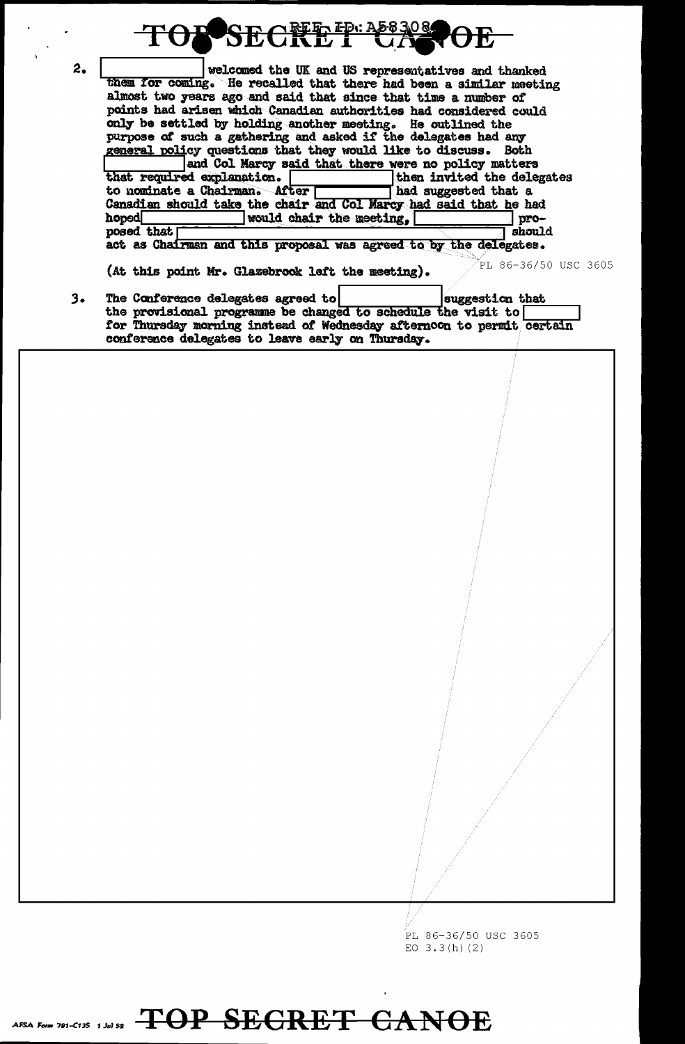TOP SECRET CANOE

REF ID: A58308

2. [redacted] welcomed the UK and US representatives and thanked them for coming. He recalled that there had been a similar meeting almost two years ago and said that since that time a number of points had arisen which Canadian authorities had considered could only be settled by holding another meeting. He outlined the purpose of such a gathering and asked if the delegates had any general policy questions that they would like to discuss. Both [redacted] and Col Marcy said that there were no policy matters that required explanation. [redacted] then invited the delegates to nominate a Chairman. After [redacted] had suggested that a Canadian should take the chair and Col Marcy had said that he had hoped [redacted] would chair the meeting, [redacted] proposed that [redacted] should act as Chairman and this proposal was agreed to by the delegates.

(At this point Mr. Glazebrook left the meeting).

PL 86-36/50 USC 3605

3. The Conference delegates agreed to [redacted] suggestion that the provisional programme be changed to schedule the visit to [redacted] for Thursday morning instead of Wednesday afternoon to permit certain conference delegates to leave early on Thursday.

[redacted]

PL 86-36/50 USC 3605
EO 3.3(h)(2)

AFSA Form 781-C13S 1 Jul 52

TOP SECRET CANOE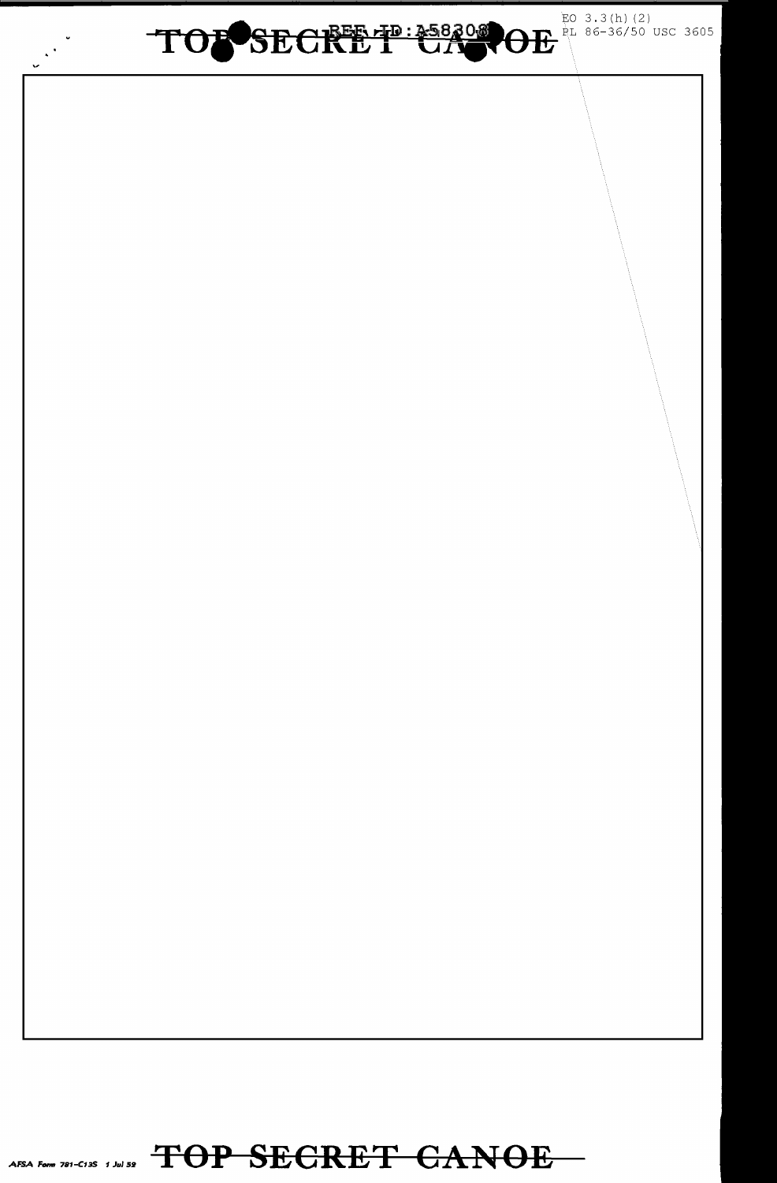EO 3.3(h)(2)
PL 86-36/50 USC 3605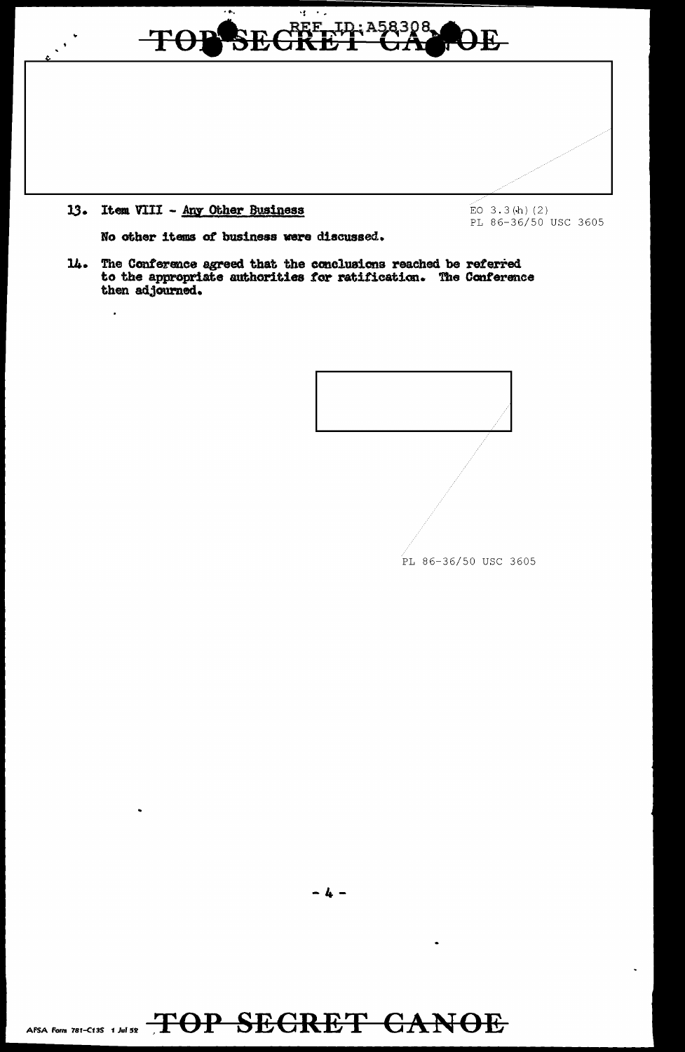TOP SECRET CANOE

REF ID:A58308

13. Item VIII - Any Other Business

EO 3.3(h)(2)
PL 86-36/50 USC 3605

No other items of business were discussed.

14. The Conference agreed that the conclusions reached be referred to the appropriate authorities for ratification. The Conference then adjourned.

PL 86-36/50 USC 3605

AFSA Form 781-C13S 1 Jul 52

TOP SECRET CANOE